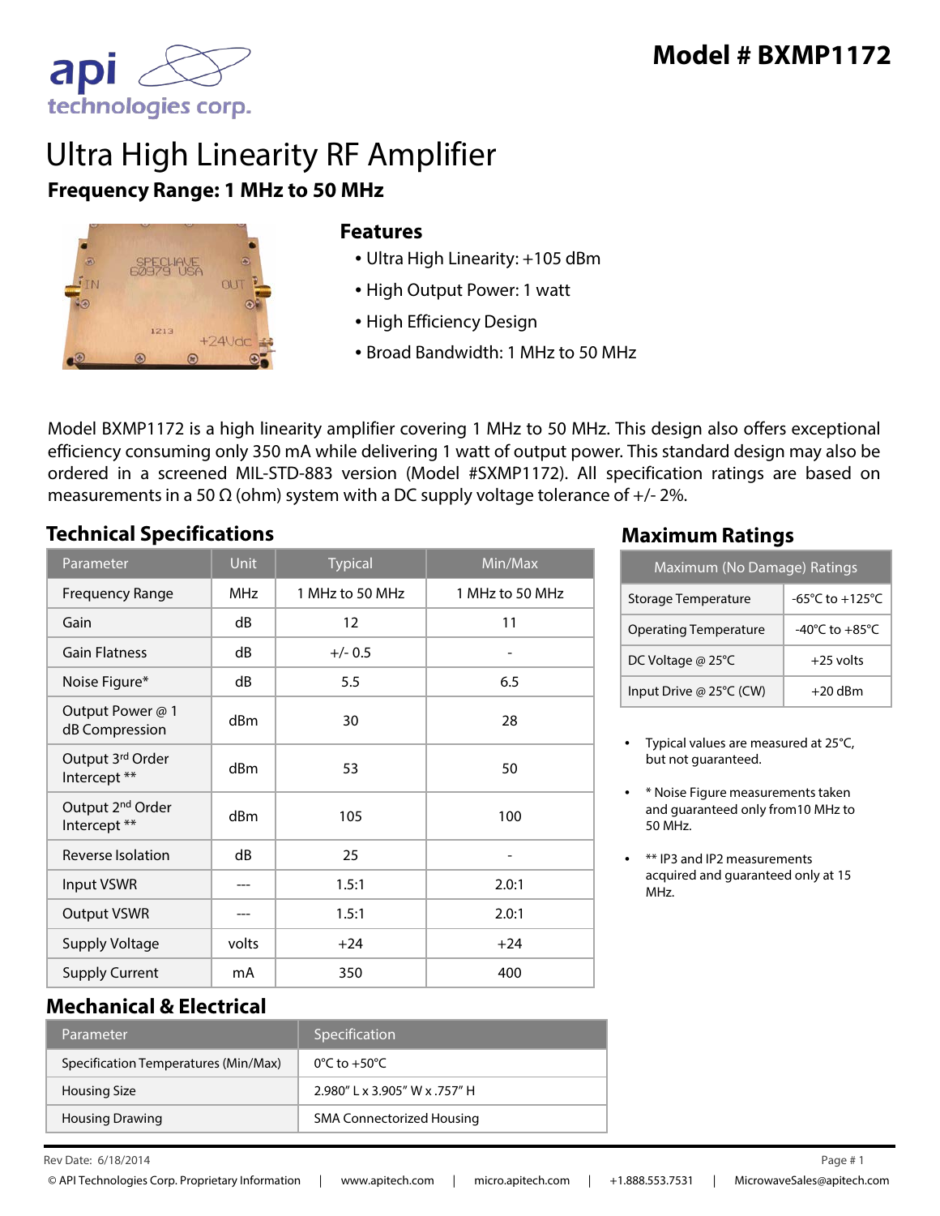# Model # BXMP1172

api technologies corp.

# Ultra High Linearity RF Amplifier

## Frequency Range: 1 MHz to 50 MHz

### Features

- Ultra High Linearity: +105 dBm
- High Output Power: 1 watt
- High Efficiency Design
- Broad Bandwidth: 1 MHz to 50 MHz

Model BXMP1172 is a high linearity amplifier covering 1 MHz to 50 MHz. This design also offers exceptional efficiency consuming only 350 mA while delivering 1 watt of output power. This standard design may also be ordered in a screened MIL-STD-883 version (Model #SXMP1172). All specification ratings are based on measurements in a 50 Ω (ohm) system with a DC supply voltage tolerance of +/- 2%.

## Technical Specifications

| Parameter | Unit | Typical | Min/Max |
|---|---|---|---|
| Frequency Range | MHz | 1 MHz to 50 MHz | 1 MHz to 50 MHz |
| Gain | dB | 12 | 11 |
| Gain Flatness | dB | +/- 0.5 | - |
| Noise Figure* | dB | 5.5 | 6.5 |
| Output Power @ 1 dB Compression | dBm | 30 | 28 |
| Output 3rd Order Intercept ** | dBm | 53 | 50 |
| Output 2nd Order Intercept ** | dBm | 105 | 100 |
| Reverse Isolation | dB | 25 | - |
| Input VSWR | --- | 1.5:1 | 2.0:1 |
| Output VSWR | --- | 1.5:1 | 2.0:1 |
| Supply Voltage | volts | +24 | +24 |
| Supply Current | mA | 350 | 400 |

## Maximum Ratings

| Maximum (No Damage) Ratings | |
|---|---|
| Storage Temperature | -65°C to +125°C |
| Operating Temperature | -40°C to +85°C |
| DC Voltage @ 25°C | +25 volts |
| Input Drive @ 25°C (CW) | +20 dBm |

- Typical values are measured at 25°C, but not guaranteed.
- * Noise Figure measurements taken and guaranteed only from10 MHz to 50 MHz.
- ** IP3 and IP2 measurements acquired and guaranteed only at 15 MHz.

## Mechanical & Electrical

| Parameter | Specification |
|---|---|
| Specification Temperatures (Min/Max) | 0°C to +50°C |
| Housing Size | 2.980″ L x 3.905″ W x .757″ H |
| Housing Drawing | SMA Connectorized Housing |

Rev Date: 6/18/2014

© API Technologies Corp. Proprietary Information | www.apitech.com | micro.apitech.com | +1.888.553.7531 | MicrowaveSales@apitech.com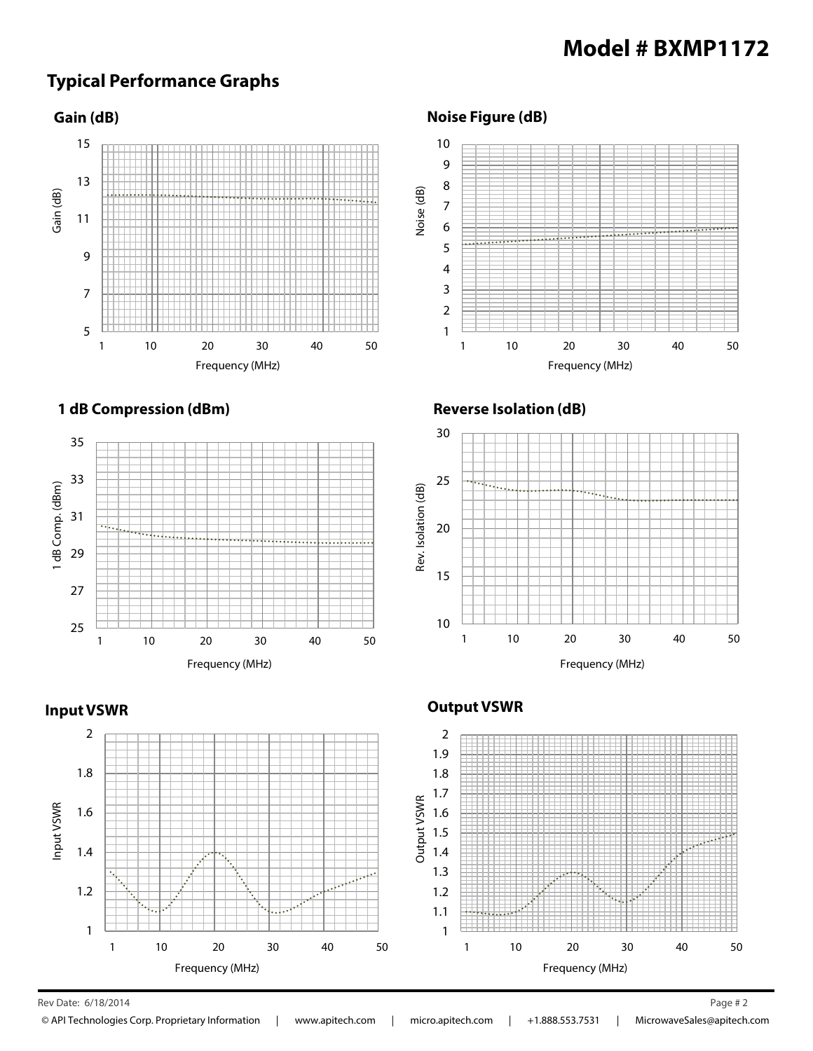# Model # BXMP1172

## Typical Performance Graphs

### Gain (dB)

15
13
11
9
7
5
Gain (dB)
1 10 20 30 40 50
Frequency (MHz)

### Noise Figure (dB)

10
9
8
7
6
5
4
3
2
1
Noise (dB)
1 10 20 30 40 50
Frequency (MHz)

### 1 dB Compression (dBm)

35
33
31
29
27
25
1 dB Comp. (dBm)
1 10 20 30 40 50
Frequency (MHz)

### Reverse Isolation (dB)

30
25
20
15
10
Rev. Isolation (dB)
1 10 20 30 40 50
Frequency (MHz)

### Input VSWR

2
1.8
1.6
1.4
1.2
1
Input VSWR
1 10 20 30 40 50
Frequency (MHz)

### Output VSWR

2
1.9
1.8
1.7
1.6
1.5
1.4
1.3
1.2
1.1
1
Output VSWR
1 10 20 30 40 50
Frequency (MHz)

Rev Date: 6/18/2014

© API Technologies Corp. Proprietary Information | www.apitech.com | micro.apitech.com | +1.888.553.7531 | MicrowaveSales@apitech.com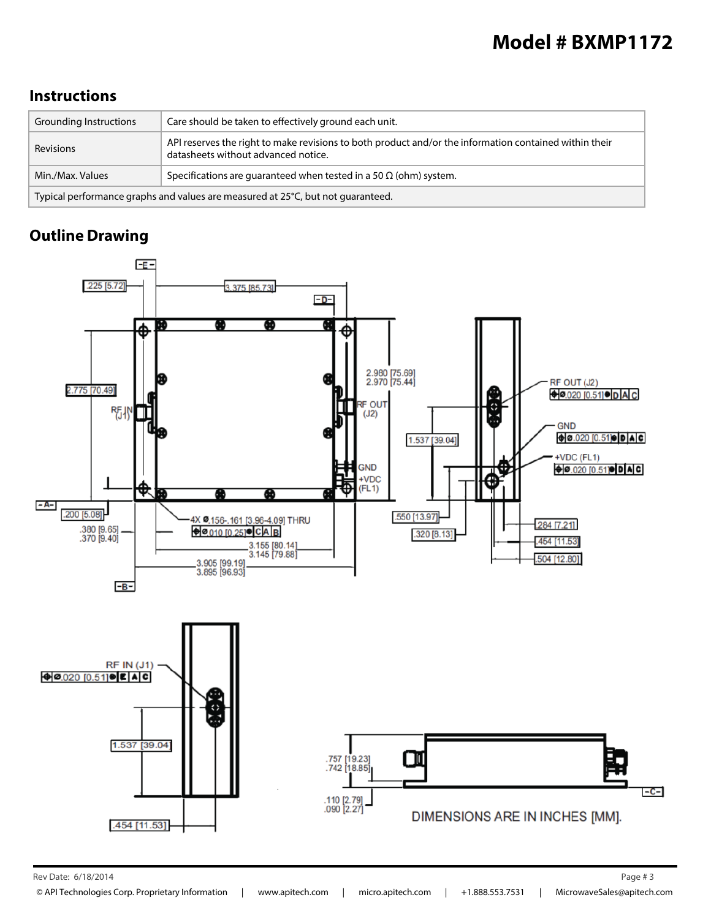# Model # BXMP1172

## Instructions

| | |
|---|---|
| Grounding Instructions | Care should be taken to effectively ground each unit. |
| Revisions | API reserves the right to make revisions to both product and/or the information contained within their datasheets without advanced notice. |
| Min./Max. Values | Specifications are guaranteed when tested in a 50 Ω (ohm) system. |
| Typical performance graphs and values are measured at 25°C, but not guaranteed. | |

## Outline Drawing

-E-

.225 [5.72]

3.375 [85.73]

-D-

2.980 [75.69]
2.970 [75.44]

2.775 [70.49]

RF IN (J1)

RF OUT (J2)

GND

+VDC (FL1)

-A-

.200 [5.08]

.380 [9.65]
.370 [9.40]

4X Ø.156-.161 [3.96-4.09] THRU
Ø.010 [0.25] C A B

3.155 [80.14]
3.145 [79.88]

3.905 [99.19]
3.895 [96.93]

-B-

RF OUT (J2)
Ø.020 [0.51] D A C

GND
Ø.020 [0.51] D A C

+VDC (FL1)
Ø.020 [0.51] D A C

1.537 [39.04]

.550 [13.97]

.320 [8.13]

.284 [7.21]

.454 [11.53]

.504 [12.80]

RF IN (J1)
Ø.020 [0.51] E A C

1.537 [39.04]

.454 [11.53]

.757 [19.23]
.742 [18.85]

.110 [2.79]
.090 [2.27]

-C-

DIMENSIONS ARE IN INCHES [MM].

Rev Date: 6/18/2014

© API Technologies Corp. Proprietary Information | www.apitech.com | micro.apitech.com | +1.888.553.7531 | MicrowaveSales@apitech.com